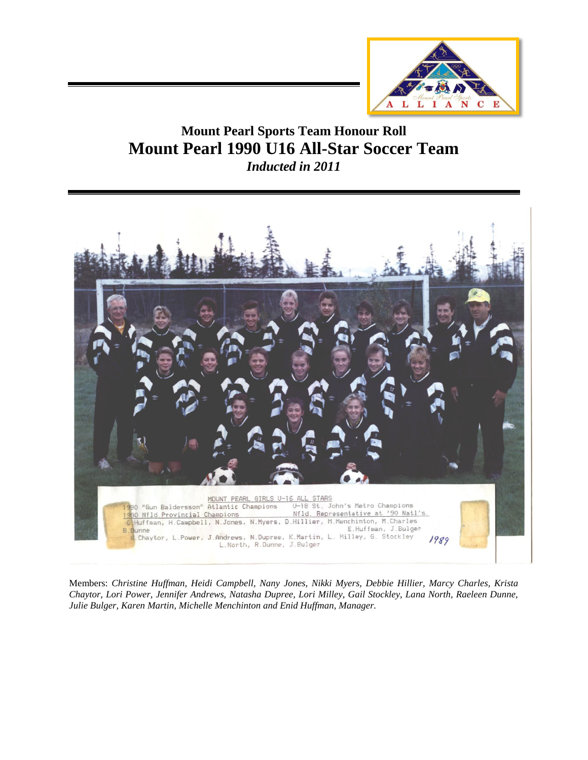# Mount Pearl Sports Team Honour Roll

# Mount Pearl 1990 U16 All-Star Soccer Team

*Inducted in 2011*

Members: *Christine Huffman, Heidi Campbell, Nany Jones, Nikki Myers, Debbie Hillier, Marcy Charles, Krista Chaytor, Lori Power, Jennifer Andrews, Natasha Dupree, Lori Milley, Gail Stockley, Lana North, Raeleen Dunne, Julie Bulger, Karen Martin, Michelle Menchinton and Enid Huffman, Manager.*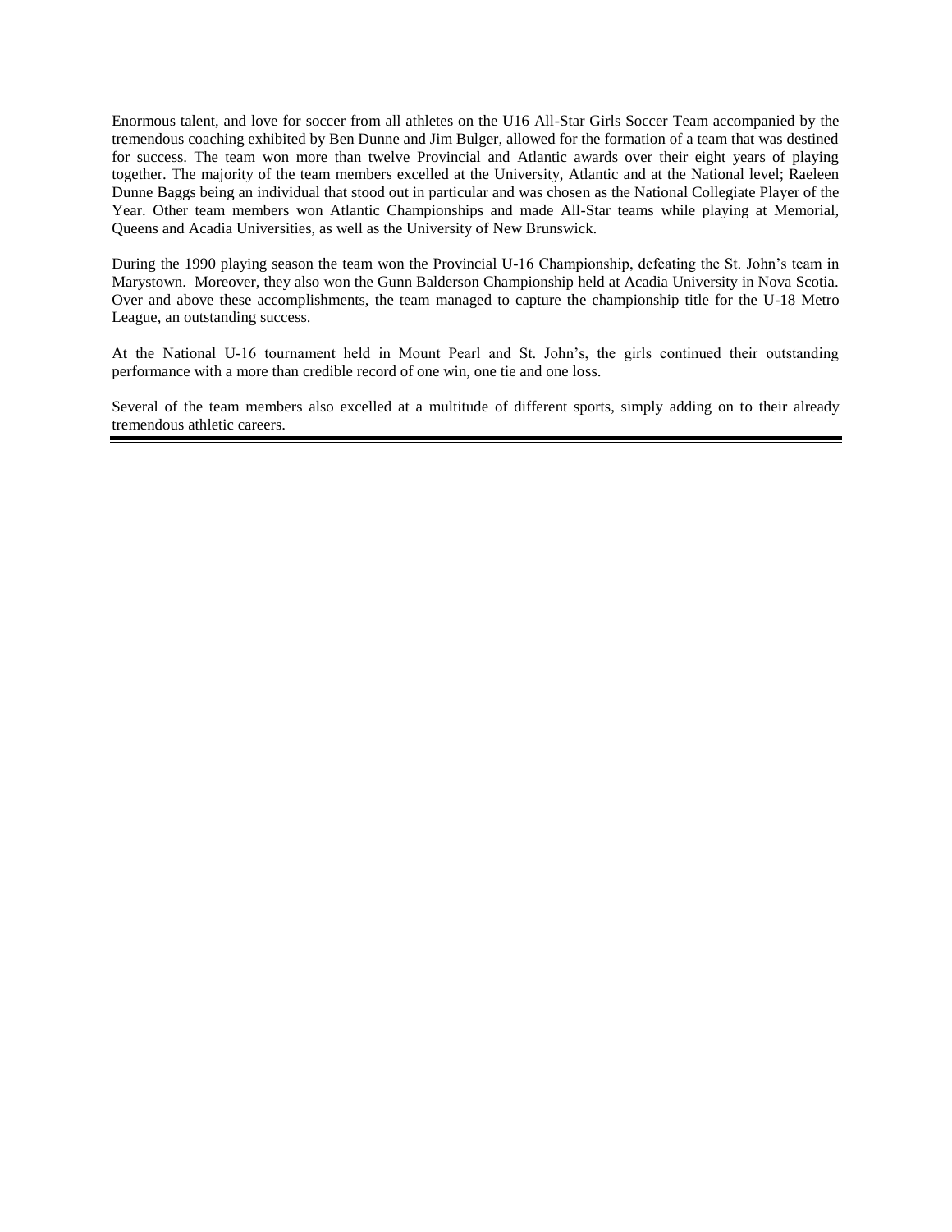Enormous talent, and love for soccer from all athletes on the U16 All-Star Girls Soccer Team accompanied by the tremendous coaching exhibited by Ben Dunne and Jim Bulger, allowed for the formation of a team that was destined for success. The team won more than twelve Provincial and Atlantic awards over their eight years of playing together. The majority of the team members excelled at the University, Atlantic and at the National level; Raeleen Dunne Baggs being an individual that stood out in particular and was chosen as the National Collegiate Player of the Year. Other team members won Atlantic Championships and made All-Star teams while playing at Memorial, Queens and Acadia Universities, as well as the University of New Brunswick.

During the 1990 playing season the team won the Provincial U-16 Championship, defeating the St. John's team in Marystown. Moreover, they also won the Gunn Balderson Championship held at Acadia University in Nova Scotia. Over and above these accomplishments, the team managed to capture the championship title for the U-18 Metro League, an outstanding success.

At the National U-16 tournament held in Mount Pearl and St. John's, the girls continued their outstanding performance with a more than credible record of one win, one tie and one loss.

Several of the team members also excelled at a multitude of different sports, simply adding on to their already tremendous athletic careers.